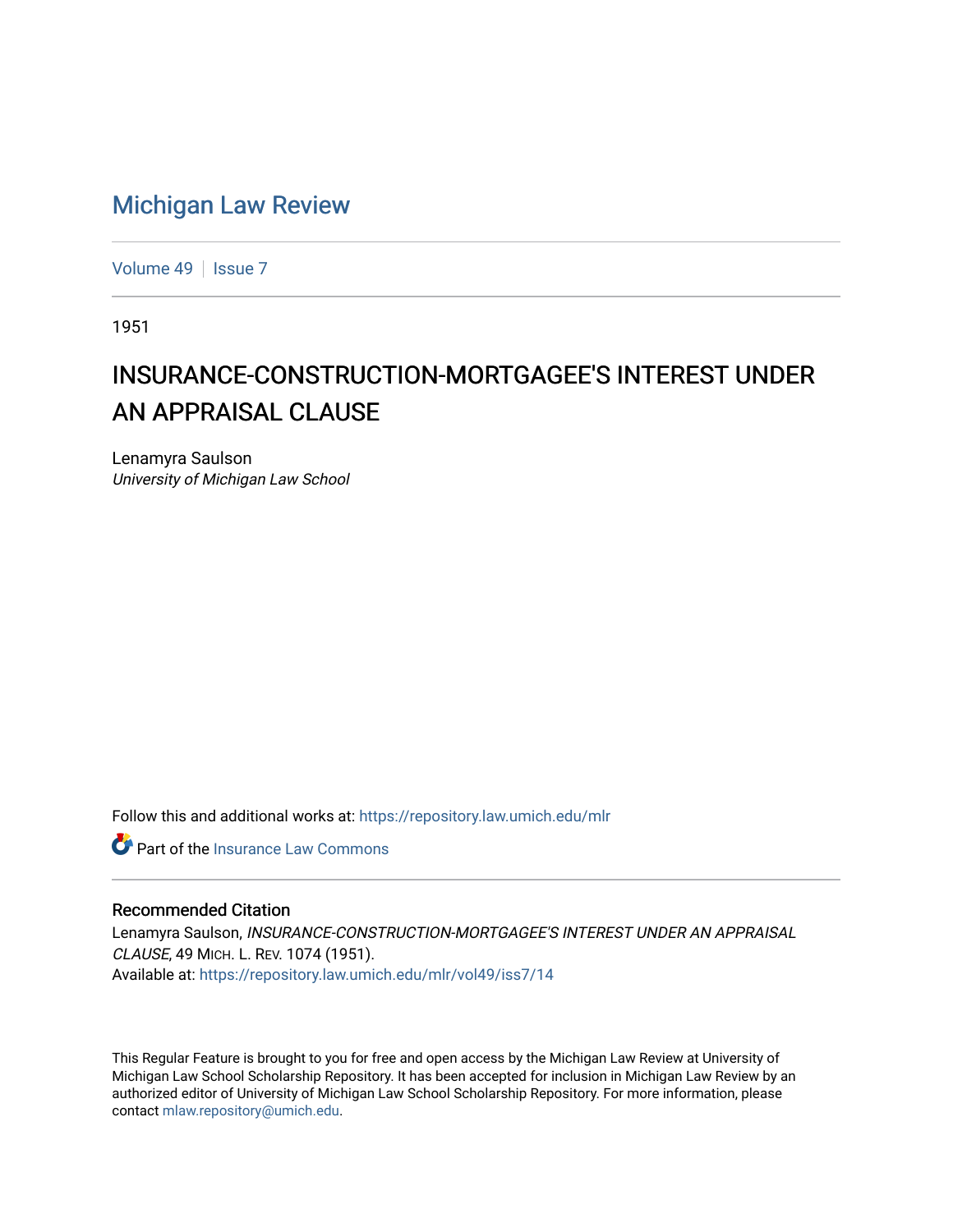# Michigan Law Review

Volume 49 | Issue 7

1951

# INSURANCE-CONSTRUCTION-MORTGAGEE'S INTEREST UNDER AN APPRAISAL CLAUSE

Lenamyra Saulson
*University of Michigan Law School*

Follow this and additional works at: https://repository.law.umich.edu/mlr

Part of the Insurance Law Commons

## Recommended Citation

Lenamyra Saulson, *INSURANCE-CONSTRUCTION-MORTGAGEE'S INTEREST UNDER AN APPRAISAL CLAUSE*, 49 MICH. L. REV. 1074 (1951).
Available at: https://repository.law.umich.edu/mlr/vol49/iss7/14

This Regular Feature is brought to you for free and open access by the Michigan Law Review at University of Michigan Law School Scholarship Repository. It has been accepted for inclusion in Michigan Law Review by an authorized editor of University of Michigan Law School Scholarship Repository. For more information, please contact mlaw.repository@umich.edu.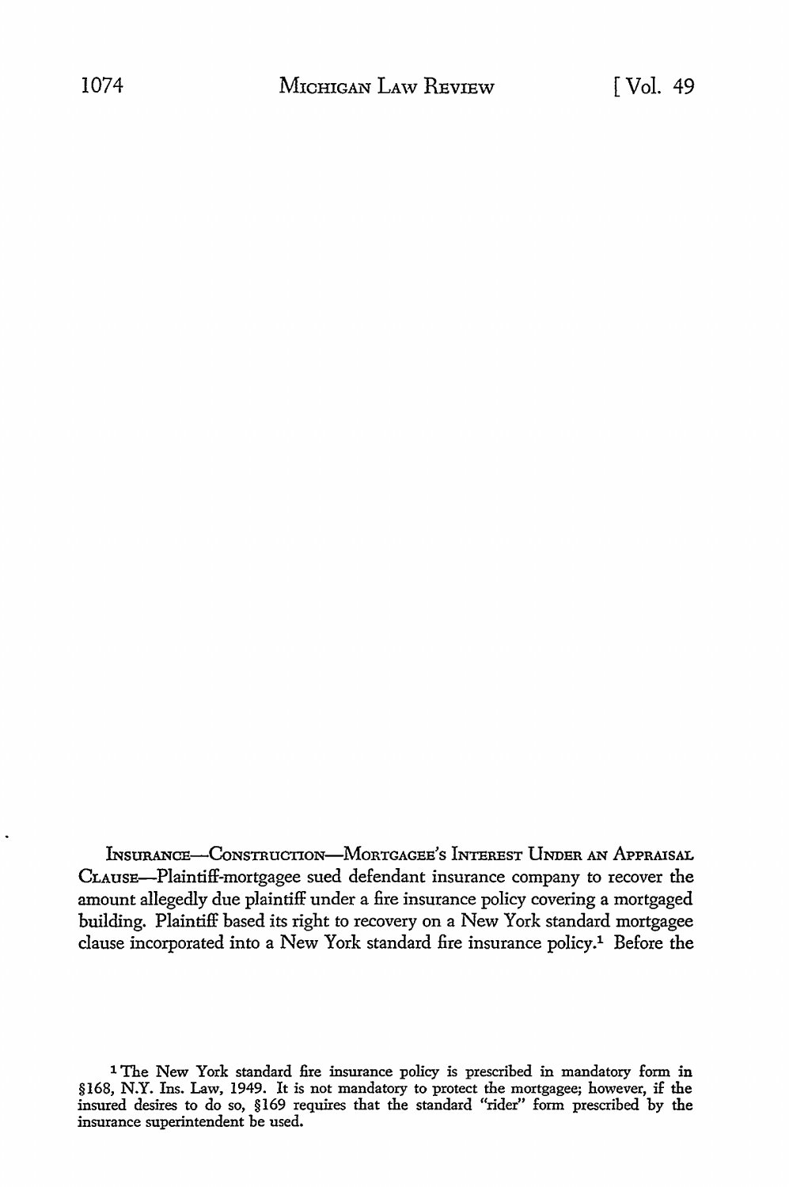INSURANCE—CONSTRUCTION—MORTGAGEE'S INTEREST UNDER AN APPRAISAL CLAUSE—Plaintiff-mortgagee sued defendant insurance company to recover the amount allegedly due plaintiff under a fire insurance policy covering a mortgaged building. Plaintiff based its right to recovery on a New York standard mortgagee clause incorporated into a New York standard fire insurance policy.[1] Before the

[1] The New York standard fire insurance policy is prescribed in mandatory form in §168, N.Y. Ins. Law, 1949. It is not mandatory to protect the mortgagee; however, if the insured desires to do so, §169 requires that the standard "rider" form prescribed by the insurance superintendent be used.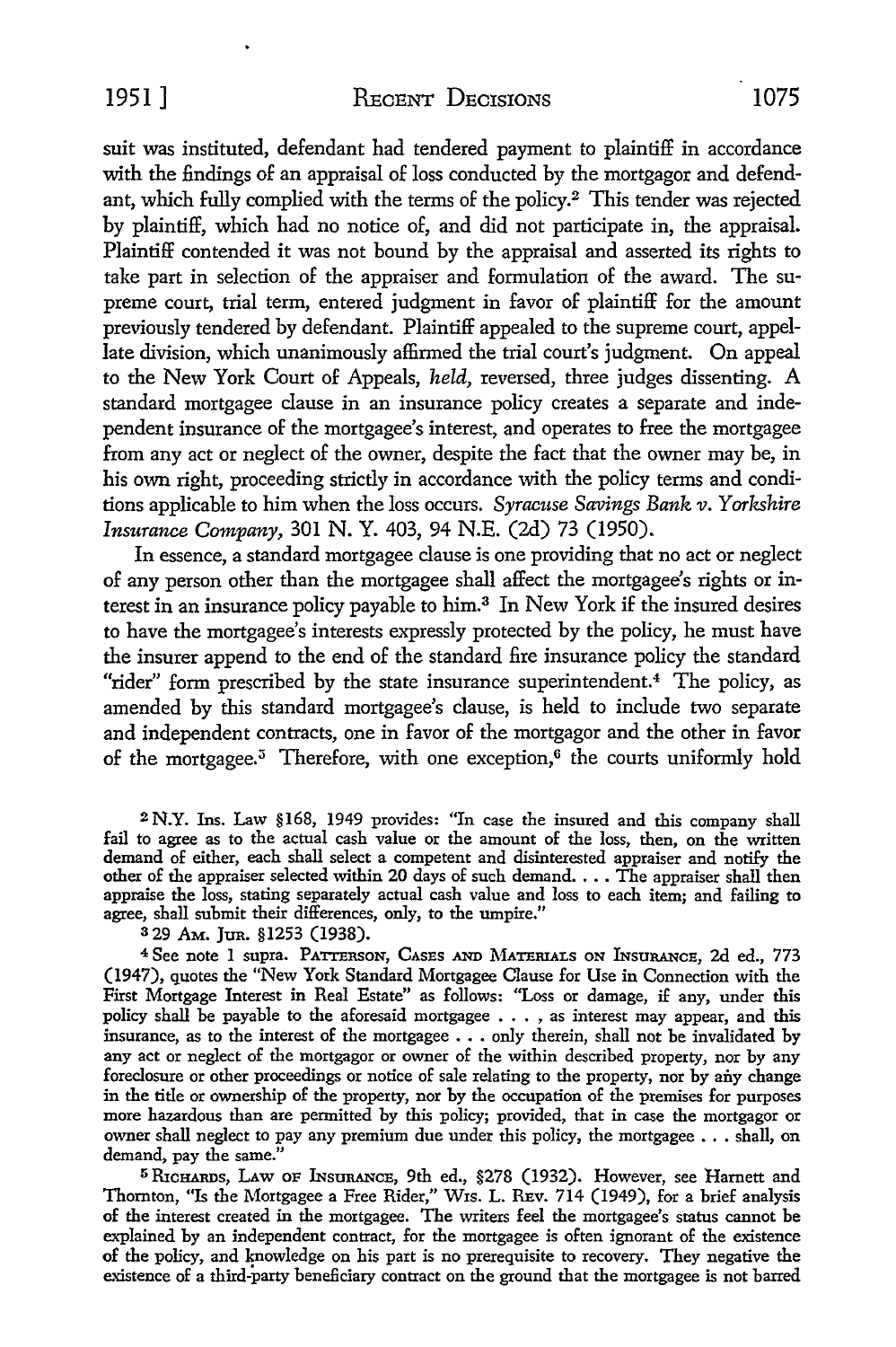suit was instituted, defendant had tendered payment to plaintiff in accordance with the findings of an appraisal of loss conducted by the mortgagor and defendant, which fully complied with the terms of the policy.[2] This tender was rejected by plaintiff, which had no notice of, and did not participate in, the appraisal. Plaintiff contended it was not bound by the appraisal and asserted its rights to take part in selection of the appraiser and formulation of the award. The supreme court, trial term, entered judgment in favor of plaintiff for the amount previously tendered by defendant. Plaintiff appealed to the supreme court, appellate division, which unanimously affirmed the trial court's judgment. On appeal to the New York Court of Appeals, *held*, reversed, three judges dissenting. A standard mortgagee clause in an insurance policy creates a separate and independent insurance of the mortgagee's interest, and operates to free the mortgagee from any act or neglect of the owner, despite the fact that the owner may be, in his own right, proceeding strictly in accordance with the policy terms and conditions applicable to him when the loss occurs. *Syracuse Savings Bank v. Yorkshire Insurance Company*, 301 N. Y. 403, 94 N.E. (2d) 73 (1950).

In essence, a standard mortgagee clause is one providing that no act or neglect of any person other than the mortgagee shall affect the mortgagee's rights or interest in an insurance policy payable to him.[3] In New York if the insured desires to have the mortgagee's interests expressly protected by the policy, he must have the insurer append to the end of the standard fire insurance policy the standard "rider" form prescribed by the state insurance superintendent.[4] The policy, as amended by this standard mortgagee's clause, is held to include two separate and independent contracts, one in favor of the mortgagor and the other in favor of the mortgagee.[5] Therefore, with one exception,[6] the courts uniformly hold

---

[2] N.Y. Ins. Law §168, 1949 provides: "In case the insured and this company shall fail to agree as to the actual cash value or the amount of the loss, then, on the written demand of either, each shall select a competent and disinterested appraiser and notify the other of the appraiser selected within 20 days of such demand. . . . The appraiser shall then appraise the loss, stating separately actual cash value and loss to each item; and failing to agree, shall submit their differences, only, to the umpire."

[3] 29 Am. Jur. §1253 (1938).

[4] See note 1 supra. Patterson, Cases and Materials on Insurance, 2d ed., 773 (1947), quotes the "New York Standard Mortgagee Clause for Use in Connection with the First Mortgage Interest in Real Estate" as follows: "Loss or damage, if any, under this policy shall be payable to the aforesaid mortgagee . . . , as interest may appear, and this insurance, as to the interest of the mortgagee . . . only therein, shall not be invalidated by any act or neglect of the mortgagor or owner of the within described property, nor by any foreclosure or other proceedings or notice of sale relating to the property, nor by any change in the title or ownership of the property, nor by the occupation of the premises for purposes more hazardous than are permitted by this policy; provided, that in case the mortgagor or owner shall neglect to pay any premium due under this policy, the mortgagee . . . shall, on demand, pay the same."

[5] Richards, Law of Insurance, 9th ed., §278 (1932). However, see Harnett and Thornton, "Is the Mortgagee a Free Rider," Wis. L. Rev. 714 (1949), for a brief analysis of the interest created in the mortgagee. The writers feel the mortgagee's status cannot be explained by an independent contract, for the mortgagee is often ignorant of the existence of the policy, and knowledge on his part is no prerequisite to recovery. They negative the existence of a third-party beneficiary contract on the ground that the mortgagee is not barred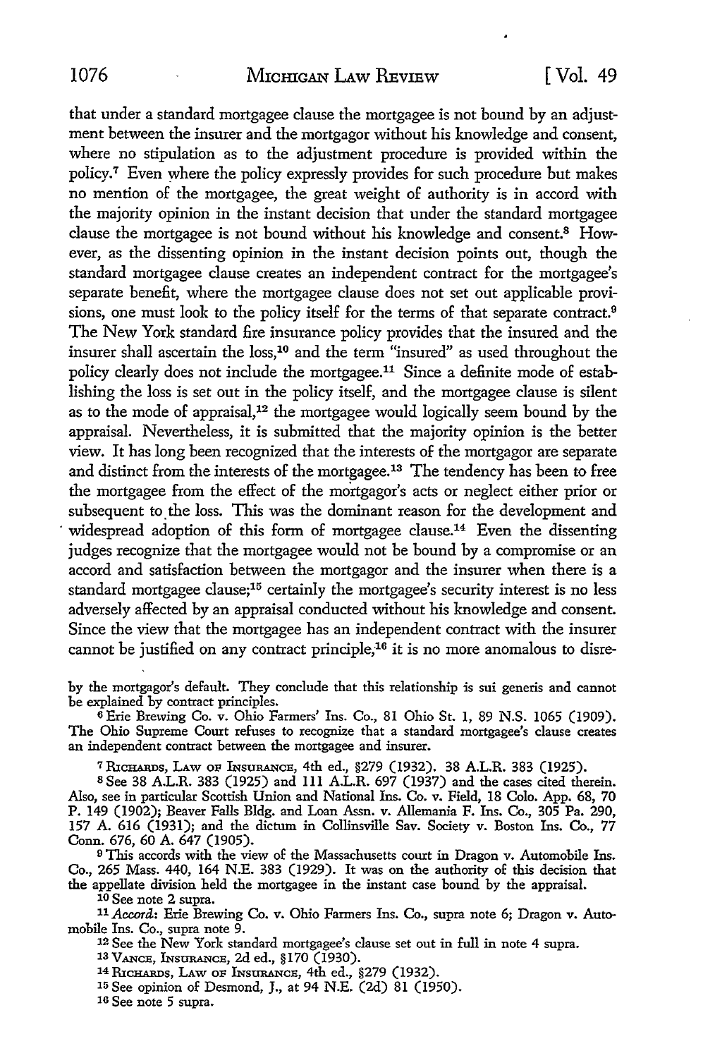that under a standard mortgagee clause the mortgagee is not bound by an adjustment between the insurer and the mortgagor without his knowledge and consent, where no stipulation as to the adjustment procedure is provided within the policy.[7] Even where the policy expressly provides for such procedure but makes no mention of the mortgagee, the great weight of authority is in accord with the majority opinion in the instant decision that under the standard mortgagee clause the mortgagee is not bound without his knowledge and consent.[8] However, as the dissenting opinion in the instant decision points out, though the standard mortgagee clause creates an independent contract for the mortgagee's separate benefit, where the mortgagee clause does not set out applicable provisions, one must look to the policy itself for the terms of that separate contract.[9] The New York standard fire insurance policy provides that the insured and the insurer shall ascertain the loss,[10] and the term "insured" as used throughout the policy clearly does not include the mortgagee.[11] Since a definite mode of establishing the loss is set out in the policy itself, and the mortgagee clause is silent as to the mode of appraisal,[12] the mortgagee would logically seem bound by the appraisal. Nevertheless, it is submitted that the majority opinion is the better view. It has long been recognized that the interests of the mortgagor are separate and distinct from the interests of the mortgagee.[13] The tendency has been to free the mortgagee from the effect of the mortgagor's acts or neglect either prior or subsequent to the loss. This was the dominant reason for the development and widespread adoption of this form of mortgagee clause.[14] Even the dissenting judges recognize that the mortgagee would not be bound by a compromise or an accord and satisfaction between the mortgagor and the insurer when there is a standard mortgagee clause;[15] certainly the mortgagee's security interest is no less adversely affected by an appraisal conducted without his knowledge and consent. Since the view that the mortgagee has an independent contract with the insurer cannot be justified on any contract principle,[16] it is no more anomalous to disre-

---

by the mortgagor's default. They conclude that this relationship is sui generis and cannot be explained by contract principles.

[6] Erie Brewing Co. v. Ohio Farmers' Ins. Co., 81 Ohio St. 1, 89 N.S. 1065 (1909). The Ohio Supreme Court refuses to recognize that a standard mortgagee's clause creates an independent contract between the mortgagee and insurer.

[7] RICHARDS, LAW OF INSURANCE, 4th ed., §279 (1932). 38 A.L.R. 383 (1925).

[8] See 38 A.L.R. 383 (1925) and 111 A.L.R. 697 (1937) and the cases cited therein. Also, see in particular Scottish Union and National Ins. Co. v. Field, 18 Colo. App. 68, 70 P. 149 (1902); Beaver Falls Bldg. and Loan Assn. v. Allemania F. Ins. Co., 305 Pa. 290, 157 A. 616 (1931); and the dictum in Collinsville Sav. Society v. Boston Ins. Co., 77 Conn. 676, 60 A. 647 (1905).

[9] This accords with the view of the Massachusetts court in Dragon v. Automobile Ins. Co., 265 Mass. 440, 164 N.E. 383 (1929). It was on the authority of this decision that the appellate division held the mortgagee in the instant case bound by the appraisal.

[10] See note 2 supra.

[11] *Accord:* Erie Brewing Co. v. Ohio Farmers Ins. Co., supra note 6; Dragon v. Automobile Ins. Co., supra note 9.

[12] See the New York standard mortgagee's clause set out in full in note 4 supra.

[13] VANCE, INSURANCE, 2d ed., §170 (1930).

[14] RICHARDS, LAW OF INSURANCE, 4th ed., §279 (1932).

[15] See opinion of Desmond, J., at 94 N.E. (2d) 81 (1950).

[16] See note 5 supra.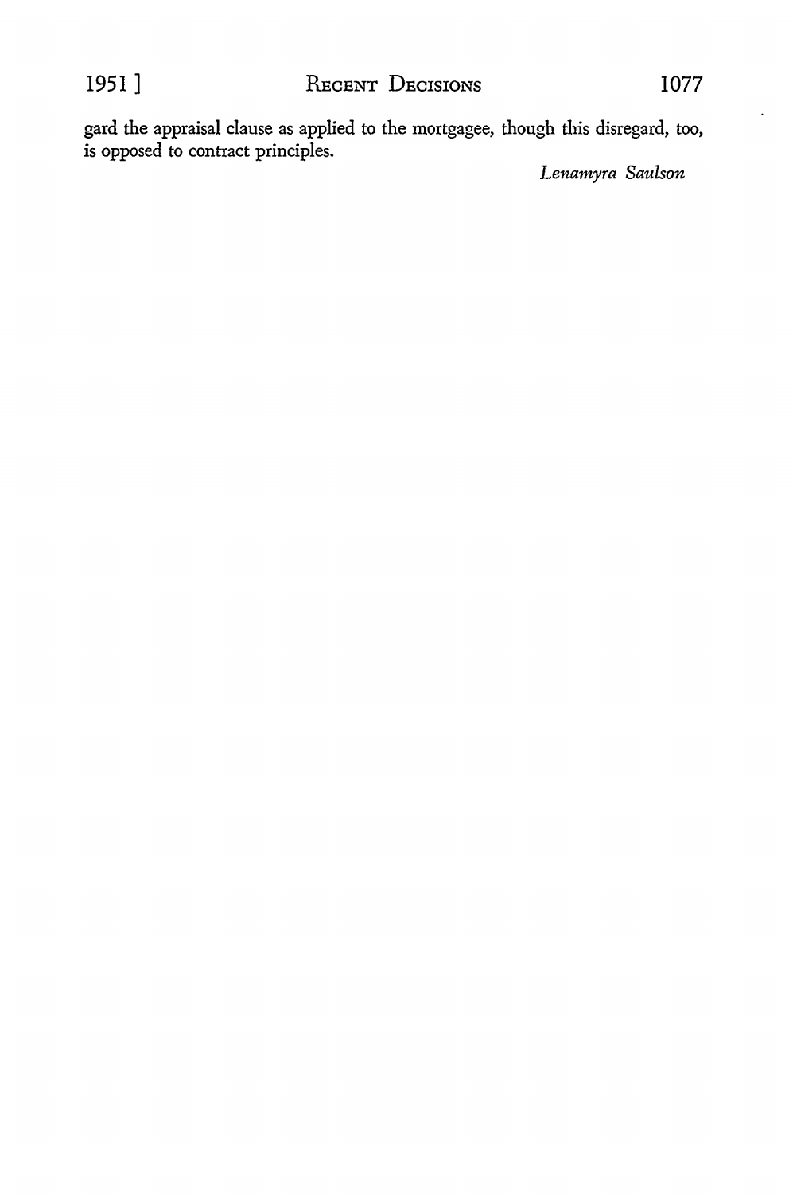gard the appraisal clause as applied to the mortgagee, though this disregard, too, is opposed to contract principles.

*Lenamyra Saulson*